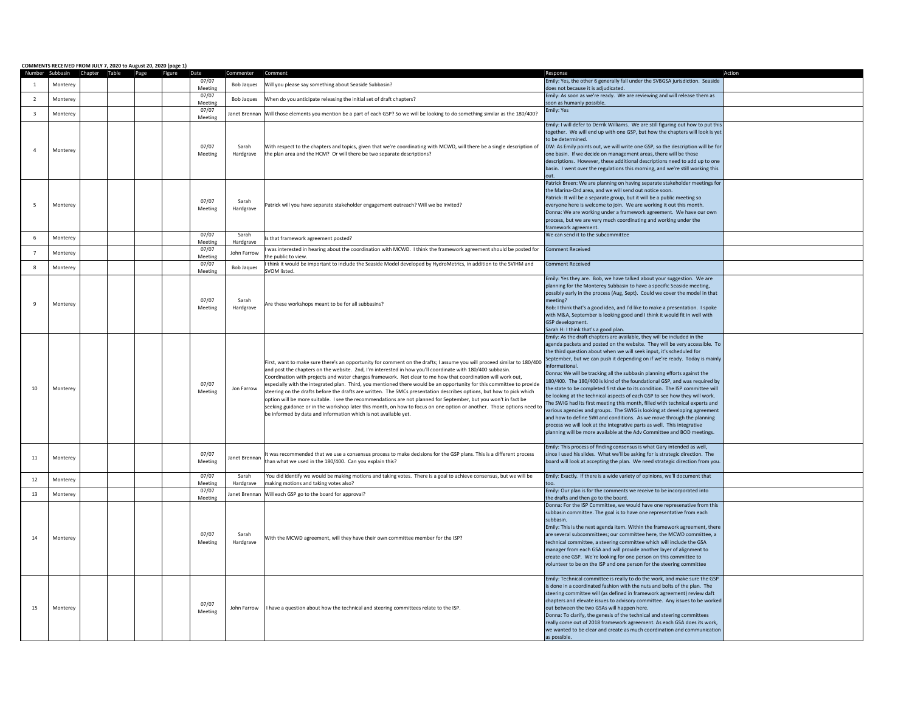**COMMENTS RECEIVED FROM JULY 7, 2020 to August 20, 2020 (page 1)**

| Number | Subbasin | Chapter | Table | Page | Figure | Date | Commenter | Comment | Response | Action |
|---|---|---|---|---|---|---|---|---|---|---|
| 1 | Monterey | | | | | 07/07 Meeting | Bob Jaques | Will you please say something about Seaside Subbasin? | Emily: Yes, the other 6 generally fall under the SVBGSA jurisdiction. Seaside does not because it is adjudicated. | |
| 2 | Monterey | | | | | 07/07 Meeting | Bob Jaques | When do you anticipate releasing the initial set of draft chapters? | Emily: As soon as we're ready. We are reviewing and will release them as soon as humanly possible. | |
| 3 | Monterey | | | | | 07/07 Meeting | Janet Brennan | Will those elements you mention be a part of each GSP? So we will be looking to do something similar as the 180/400? | Emily: Yes | |
| 4 | Monterey | | | | | 07/07 Meeting | Sarah Hardgrave | With respect to the chapters and topics, given that we're coordinating with MCWD, will there be a single description of the plan area and the HCM? Or will there be two separate descriptions? | Emily: I will defer to Derrik Williams. We are still figuring out how to put this together. We will end up with one GSP, but how the chapters will look is yet to be determined.<br>DW: As Emily points out, we will write one GSP, so the description will be for one basin. If we decide on management areas, there will be those descriptions. However, these additional descriptions need to add up to one basin. I went over the regulations this morning, and we're still working this out. | |
| 5 | Monterey | | | | | 07/07 Meeting | Sarah Hardgrave | Patrick will you have separate stakeholder engagement outreach? Will we be invited? | Patrick Breen: We are planning on having separate stakeholder meetings for the Marina-Ord area, and we will send out notice soon.<br>Patrick: It will be a separate group, but it will be a public meeting so everyone here is welcome to join. We are working it out this month.<br>Donna: We are working under a framework agreement. We have our own process, but we are very much coordinating and working under the framework agreement. | |
| 6 | Monterey | | | | | 07/07 Meeting | Sarah Hardgrave | Is that framework agreement posted? | We can send it to the subcommittee | |
| 7 | Monterey | | | | | 07/07 Meeting | John Farrow | I was interested in hearing about the coordination with MCWD. I think the framework agreement should be posted for the public to view. | Comment Received | |
| 8 | Monterey | | | | | 07/07 Meeting | Bob Jaques | I think it would be important to include the Seaside Model developed by HydroMetrics, in addition to the SVIHM and SVOM listed. | Comment Received | |
| 9 | Monterey | | | | | 07/07 Meeting | Sarah Hardgrave | Are these workshops meant to be for all subbasins? | Emily: Yes they are. Bob, we have talked about your suggestion. We are planning for the Monterey Subbasin to have a specific Seaside meeting, possibly early in the process (Aug, Sept). Could we cover the model in that meeting?<br>Bob: I think that's a good idea, and I'd like to make a presentation. I spoke with M&A, September is looking good and I think it would fit in well with GSP development.<br>Sarah H: I think that's a good plan. | |
| 10 | Monterey | | | | | 07/07 Meeting | Jon Farrow | First, want to make sure there's an opportunity for comment on the drafts; I assume you will proceed similar to 180/400 and post the chapters on the website. 2nd, I'm interested in how you'll coordinate with 180/400 subbasin. Coordination with projects and water charges framework. Not clear to me how that coordination will work out, especially with the integrated plan. Third, you mentioned there would be an opportunity for this committee to provide steering on the drafts before the drafts are written. The SMCs presentation describes options, but how to pick which option will be more suitable. I see the recommendations are not planned for September, but you won't in fact be seeking guidance or in the workshop later this month, on how to focus on one option or another. Those options need to be informed by data and information which is not available yet. | Emily: As the draft chapters are available, they will be included in the agenda packets and posted on the website. They will be very accessible. To the third question about when we will seek input, it's scheduled for September, but we can push it depending on if we're ready. Today is mainly informational.<br>Donna: We will be tracking all the subbasin planning efforts against the 180/400. The 180/400 is kind of the foundational GSP, and was required by the state to be completed first due to its condition. The ISP committee will be looking at the technical aspects of each GSP to see how they will work. The SWIG had its first meeting this month, filled with technical experts and various agencies and groups. The SWIG is looking at developing agreement and how to define SWI and conditions. As we move through the planning process we will look at the integrative parts as well. This integrative planning will be more available at the Adv Committee and BOD meetings. | |
| 11 | Monterey | | | | | 07/07 Meeting | Janet Brennan | It was recommended that we use a consensus process to make decisions for the GSP plans. This is a different process than what we used in the 180/400. Can you explain this? | Emily: This process of finding consensus is what Gary intended as well, since I used his slides. What we'll be asking for is strategic direction. The board will look at accepting the plan. We need strategic direction from you. | |
| 12 | Monterey | | | | | 07/07 Meeting | Sarah Hardgrave | You did identify we would be making motions and taking votes. There is a goal to achieve consensus, but we will be making motions and taking votes also? | Emily: Exactly. If there is a wide variety of opinions, we'll document that too. | |
| 13 | Monterey | | | | | 07/07 Meeting | Janet Brennan | Will each GSP go to the board for approval? | Emily: Our plan is for the comments we receive to be incorporated into the drafts and then go to the board. | |
| 14 | Monterey | | | | | 07/07 Meeting | Sarah Hardgrave | With the MCWD agreement, will they have their own committee member for the ISP? | Donna: For the ISP Committee, we would have one represenative from this subbasin committee. The goal is to have one representative from each subbasin.<br>Emily: This is the next agenda item. Within the framework agreement, there are several subcommittees; our committee here, the MCWD committee, a technical committee, a steering committee which will include the GSA manager from each GSA and will provide another layer of alignment to create one GSP. We're looking for one person on this committee to volunteer to be on the ISP and one person for the steering committee | |
| 15 | Monterey | | | | | 07/07 Meeting | John Farrow | I have a question about how the technical and steering committees relate to the ISP. | Emily: Technical committee is really to do the work, and make sure the GSP is done in a coordinated fashion with the nuts and bolts of the plan. The steering committee will (as defined in framework agreement) review daft chapters and elevate issues to advisory committee. Any issues to be worked out between the two GSAs will happen here.<br>Donna: To clarify, the genesis of the technical and steering committees really come out of 2018 framework agreement. As each GSA does its work, we wanted to be clear and create as much coordination and communication as possible. | |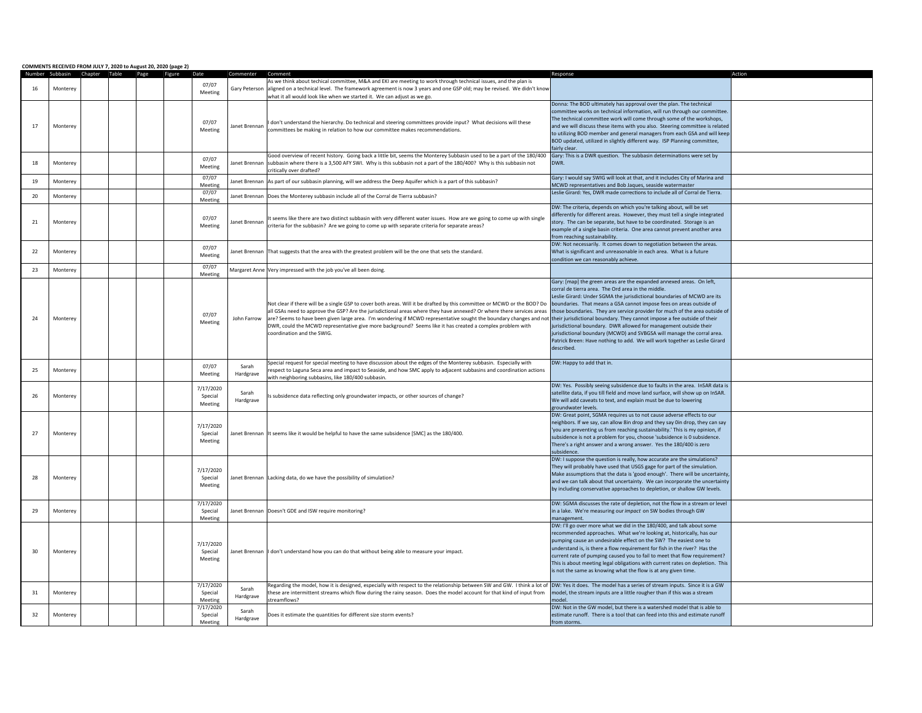**COMMENTS RECEIVED FROM JULY 7, 2020 to August 20, 2020 (page 2)**

| Number | Subbasin | Chapter | Table | Page | Figure | Date | Commenter | Comment | Response | Action |
|---|---|---|---|---|---|---|---|---|---|---|
| 16 | Monterey | | | | | 07/07 Meeting | Gary Peterson | As we think about techical committee, M&A and EKI are meeting to work through technical issues, and the plan is aligned on a technical level. The framework agreement is now 3 years and one GSP old; may be revised. We didn't know what it all would look like when we started it. We can adjust as we go. | | |
| 17 | Monterey | | | | | 07/07 Meeting | Janet Brennan | I don't understand the hierarchy. Do technical and steering committees provide input? What decisions will these committees be making in relation to how our committee makes recommendations. | Donna: The BOD ultimately has approval over the plan. The technical committee works on technical information, will run through our committee. The technical committee work will come through some of the workshops, and we will discuss these items with you also. Steering committee is related to utilizing BOD member and general managers from each GSA and will keep BOD updated, utilized in slightly different way. ISP Planning committee, fairly clear. | |
| 18 | Monterey | | | | | 07/07 Meeting | Janet Brennan | Good overview of recent history. Going back a little bit, seems the Monterey Subbasin used to be a part of the 180/400 subbasin where there is a 3,500 AFY SWI. Why is this subbasin not a part of the 180/400? Why is this subbasin not critically over drafted? | Gary: This is a DWR question. The subbasin determinations were set by DWR. | |
| 19 | Monterey | | | | | 07/07 Meeting | Janet Brennan | As part of our subbasin planning, will we address the Deep Aquifer which is a part of this subbasin? | Gary: I would say SWIG will look at that, and it includes City of Marina and MCWD representatives and Bob Jaques, seaside watermaster | |
| 20 | Monterey | | | | | 07/07 Meeting | Janet Brennan | Does the Monterey subbasin include all of the Corral de Tierra subbasin? | Leslie Girard: Yes, DWR made corrections to include all of Corral de Tierra. | |
| 21 | Monterey | | | | | 07/07 Meeting | Janet Brennan | It seems like there are two distinct subbasin with very different water issues. How are we going to come up with single criteria for the subbasin? Are we going to come up with separate criteria for separate areas? | DW: The criteria, depends on which you're talking about, will be set differently for different areas. However, they must tell a single integrated story. The can be separate, but have to be coordinated. Storage is an example of a single basin criteria. One area cannot prevent another area from reaching sustainability. | |
| 22 | Monterey | | | | | 07/07 Meeting | Janet Brennan | That suggests that the area with the greatest problem will be the one that sets the standard. | DW: Not necessarily. It comes down to negotiation between the areas. What is significant and unreasonable in each area. What is a future condition we can reasonably achieve. | |
| 23 | Monterey | | | | | 07/07 Meeting | Margaret Anne | Very impressed with the job you've all been doing. | | |
| 24 | Monterey | | | | | 07/07 Meeting | John Farrow | Not clear if there will be a single GSP to cover both areas. Will it be drafted by this committee or MCWD or the BOD? Do all GSAs need to approve the GSP? Are the jurisdictional areas where they have annexed? Or where there services areas are? Seems to have been given large area. I'm wondering if MCWD representative sought the boundary changes and not DWR, could the MCWD representative give more background? Seems like it has created a complex problem with coordination and the SWIG. | Gary: [map] the green areas are the expanded annexed areas. On left, corral de tierra area. The Ord area in the middle. Leslie Girard: Under SGMA the jurisdictional boundaries of MCWD are its boundaries. That means a GSA cannot impose fees on areas outside of those boundaries. They are service provider for much of the area outside of their jurisdictional boundary. They cannot impose a fee outside of their jurisdictional boundary. DWR allowed for management outside their jurisdictional boundary (MCWD) and SVBGSA will manage the corral area. Patrick Breen: Have nothing to add. We will work together as Leslie Girard described. | |
| 25 | Monterey | | | | | 07/07 Meeting | Sarah Hardgrave | Special request for special meeting to have discussion about the edges of the Monterey subbasin. Especially with respect to Laguna Seca area and impact to Seaside, and how SMC apply to adjacent subbasins and coordination actions with neighboring subbasins, like 180/400 subbasin. | DW: Happy to add that in. | |
| 26 | Monterey | | | | | 7/17/2020 Special Meeting | Sarah Hardgrave | Is subsidence data reflecting only groundwater impacts, or other sources of change? | DW: Yes. Possibly seeing subsidence due to faults in the area. InSAR data is satellite data, if you till field and move land surface, will show up on InSAR. We will add caveats to text, and explain must be due to lowering groundwater levels. | |
| 27 | Monterey | | | | | 7/17/2020 Special Meeting | Janet Brennan | It seems like it would be helpful to have the same subsidence [SMC] as the 180/400. | DW: Great point, SGMA requires us to not cause adverse effects to our neighbors. If we say, can allow 8in drop and they say 0in drop, they can say 'you are preventing us from reaching sustainability.' This is my opinion, if subsidence is not a problem for you, choose 'subsidence is 0 subsidence. There's a right answer and a wrong answer. Yes the 180/400 is zero subsidence. | |
| 28 | Monterey | | | | | 7/17/2020 Special Meeting | Janet Brennan | Lacking data, do we have the possibility of simulation? | DW: I suppose the question is really, how accurate are the simulations? They will probably have used that USGS gage for part of the simulation. Make assumptions that the data is 'good enough'. There will be uncertainty, and we can talk about that uncertainty. We can incorporate the uncertainty by including conservative approaches to depletion, or shallow GW levels. | |
| 29 | Monterey | | | | | 7/17/2020 Special Meeting | Janet Brennan | Doesn't GDE and ISW require monitoring? | DW: SGMA discusses the rate of depletion, not the flow in a stream or level in a lake. We're measuring our *impact* on SW bodies through GW management. | |
| 30 | Monterey | | | | | 7/17/2020 Special Meeting | Janet Brennan | I don't understand how you can do that without being able to measure your impact. | DW: I'll go over more what we did in the 180/400, and talk about some recommended approaches. What we're looking at, historically, has our pumping cause an undesirable effect on the SW? The easiest one to understand is, is there a flow requirement for fish in the river? Has the current rate of pumping caused you to fail to meet that flow requirement? This is about meeting legal obligations with current rates on depletion. This is not the same as knowing what the flow is at any given time. | |
| 31 | Monterey | | | | | 7/17/2020 Special Meeting | Sarah Hardgrave | Regarding the model, how it is designed, especially with respect to the relationship between SW and GW. I think a lot of these are intermittent streams which flow during the rainy season. Does the model account for that kind of input from streamflows? | DW: Yes it does. The model has a series of stream inputs. Since it is a GW model, the stream inputs are a little rougher than if this was a stream model. | |
| 32 | Monterey | | | | | 7/17/2020 Special Meeting | Sarah Hardgrave | Does it estimate the quantities for different size storm events? | DW: Not in the GW model, but there is a watershed model that is able to estimate runoff. There is a tool that can feed into this and estimate runoff from storms. | |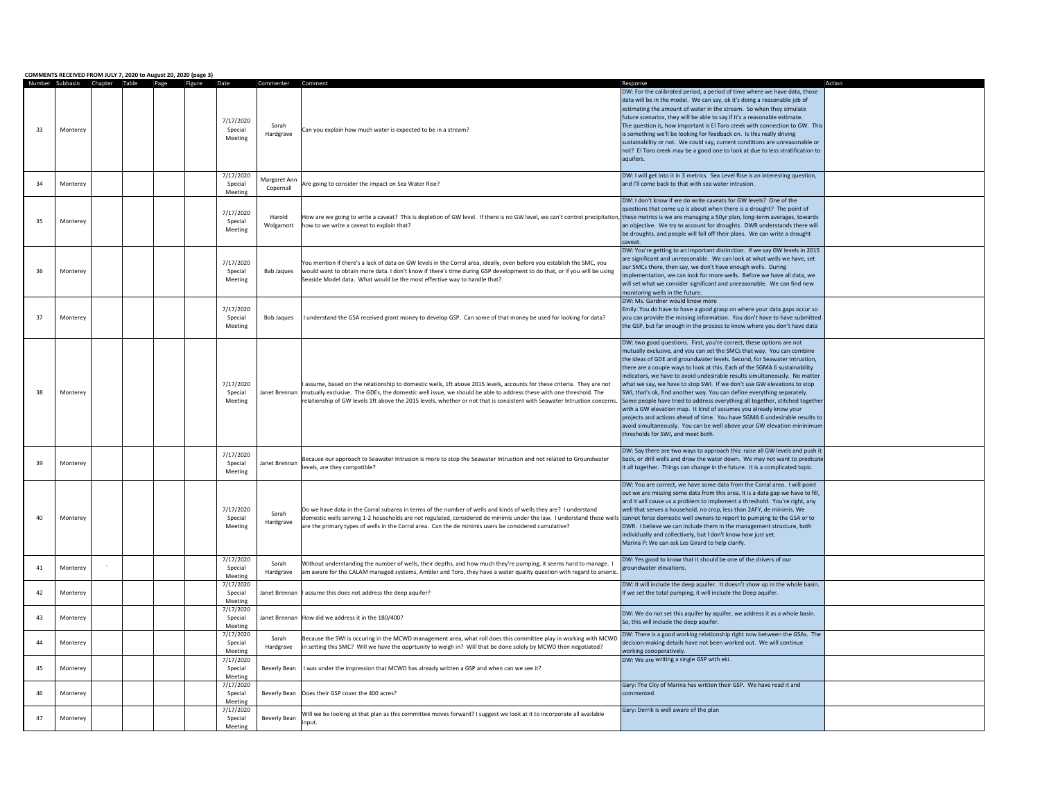**COMMENTS RECEIVED FROM JULY 7, 2020 to August 20, 2020 (page 3)**

| Number | Subbasin | Chapter | Table | Page | Figure | Date | Commenter | Comment | Response | Action |
|---|---|---|---|---|---|---|---|---|---|---|
| 33 | Monterey | | | | | 7/17/2020 Special Meeting | Sarah Hardgrave | Can you explain how much water is expected to be in a stream? | DW: For the calibrated period, a period of time where we have data, those data will be in the model. We can say, ok it's doing a reasonable job of estimating the amount of water in the stream. So when they simulate future scenarios, they will be able to say if it's a reasonable estimate. The question is, how important is El Toro creek with connection to GW. This is something we'll be looking for feedback on. Is this really driving sustainability or not. We could say, current conditions are unreasonable or not? El Toro creek may be a good one to look at due to less stratification to aquifers. | |
| 34 | Monterey | | | | | 7/17/2020 Special Meeting | Margaret Ann Copernall | Are going to consider the impact on Sea Water Rise? | DW: I will get into it in 3 metrics. Sea Level Rise is an interesting question, and I'll come back to that with sea water intrusion. | |
| 35 | Monterey | | | | | 7/17/2020 Special Meeting | Harold Wolgamott | How are we going to write a caveat? This is depletion of GW level. If there is no GW level, we can't control precipitation, how to we write a caveat to explain that? | DW: I don't know if we do write caveats for GW levels? One of the questions that come up is about when there is a drought? The point of these metrics is we are managing a 50yr plan, long-term averages, towards an objective. We try to account for droughts. DWR understands there will be droughts, and people will fall off their plans. We can write a drought caveat. | |
| 36 | Monterey | | | | | 7/17/2020 Special Meeting | Bab Jaques | You mention if there's a lack of data on GW levels in the Corral area, ideally, even before you establish the SMC, you would want to obtain more data. I don't know if there's time during GSP development to do that, or if you will be using Seaside Model data. What would be the most effective way to handle that? | DW: You're getting to an important distinction. If we say GW levels in 2015 are significant and unreasonable. We can look at what wells we have, set our SMCs there, then say, we don't have enough wells. During implementation, we can look for more wells. Before we have all data, we will set what we consider significant and unreasonable. We can find new monitoring wells in the future. | |
| 37 | Monterey | | | | | 7/17/2020 Special Meeting | Bob Jaques | I understand the GSA received grant money to develop GSP. Can some of that money be used for looking for data? | DW: Ms. Gardner would know more<br>Emily: You do have to have a good grasp on where your data gaps occur so you can provide the missing information. You don't have to have submitted the GSP, but far enough in the process to know where you don't have data | |
| 38 | Monterey | | | | | 7/17/2020 Special Meeting | Janet Brennan | I assume, based on the relationship to domestic wells, 1ft above 2015 levels, accounts for these criteria. They are not mutually exclusive. The GDEs, the domestic well issue, we should be able to address these with one threshold. The relationship of GW levels 1ft above the 2015 levels, whether or not that is consistent with Seawater Intrusion concerns. | DW: two good questions. First, you're correct, these options are not mutually exclusive, and you can set the SMCs that way. You can combine the ideas of GDE and groundwater levels. Second, for Seawater Intrusion, there are a couple ways to look at this. Each of the SGMA 6 sustainability indicators, we have to avoid undesirable results simultaneously. No matter what we say, we have to stop SWI. If we don't use GW elevations to stop SWI, that's ok, find another way. You can define everything separately. Some people have tried to address everything all together, stitched together with a GW elevation map. It kind of assumes you already know your projects and actions ahead of time. You have SGMA 6 undesirable results to avoid simultaneously. You can be well above your GW elevation mininimum thresholds for SWI, and meet both. | |
| 39 | Monterey | | | | | 7/17/2020 Special Meeting | Janet Brennan | Because our approach to Seawater Intrusion is more to stop the Seawater Intrustion and not related to Groundwater levels, are they compatible? | DW: Say there are two ways to approach this: raise all GW levels and push it back, or drill wells and draw the water down. We may not want to predicate it all together. Things can change in the future. It is a complicated topic. | |
| 40 | Monterey | | | | | 7/17/2020 Special Meeting | Sarah Hardgrave | Do we have data in the Corral subarea in terms of the number of wells and kinds of wells they are? I understand domestic wells serving 1-2 households are not regulated, considered de minimis under the law. I understand these wells are the primary types of wells in the Corral area. Can the de minimis users be considered cumulative? | DW: You are correct, we have some data from the Corral area. I will point out we are missing some data from this area. It is a data gap we have to fill, and it will cause us a problem to implement a threshold. You're right, any well that serves a household, no crop, less than 2AFY, de minimis. We cannot force domestic well owners to report to pumping to the GSA or to DWR. I believe we can include them in the management structure, both individually and collectively, but I don't know how just yet.<br>Marina P: We can ask Les Girard to help clarify. | |
| 41 | Monterey | ` | | | | 7/17/2020 Special Meeting | Sarah Hardgrave | Without understanding the number of wells, their depths, and how much they're pumping, it seems hard to manage. I am aware for the CALAM managed systems, Ambler and Toro, they have a water quality question with regard to arsenic. | DW: Yes good to know that it should be one of the drivers of our groundwater elevations. | |
| 42 | Monterey | | | | | 7/17/2020 Special Meeting | Janet Brennan | I assume this does not address the deep aquifer? | DW: It will include the deep aquifer. It doesn't show up in the whole basin. If we set the total pumping, it will include the Deep aquifer. | |
| 43 | Monterey | | | | | 7/17/2020 Special Meeting | Janet Brennan | How did we address it in the 180/400? | DW: We do not set this aquifer by aquifer, we address it as a whole basin. So, this will include the deep aquifer. | |
| 44 | Monterey | | | | | 7/17/2020 Special Meeting | Sarah Hardgrave | Because the SWI is occuring in the MCWD management area, what roll does this committee play in working with MCWD in setting this SMC? Will we have the opprtunity to weigh in? Will that be done solely by MCWD then negotiated? | DW: There is a good working relationship right now between the GSAs. The decision-making details have not been worked out. We will continue working coooperatively. | |
| 45 | Monterey | | | | | 7/17/2020 Special Meeting | Beverly Bean | I was under the impression that MCWD has already written a GSP and when can we see it? | DW: We are writing a single GSP with eki. | |
| 46 | Monterey | | | | | 7/17/2020 Special Meeting | Beverly Bean | Does their GSP cover the 400 acres? | Gary: The City of Marina has written their GSP. We have read it and commented. | |
| 47 | Monterey | | | | | 7/17/2020 Special Meeting | Beverly Bean | Will we be looking at that plan as this committee moves forward? I suggest we look at it to incorporate all available input. | Gary: Derrik is well aware of the plan | |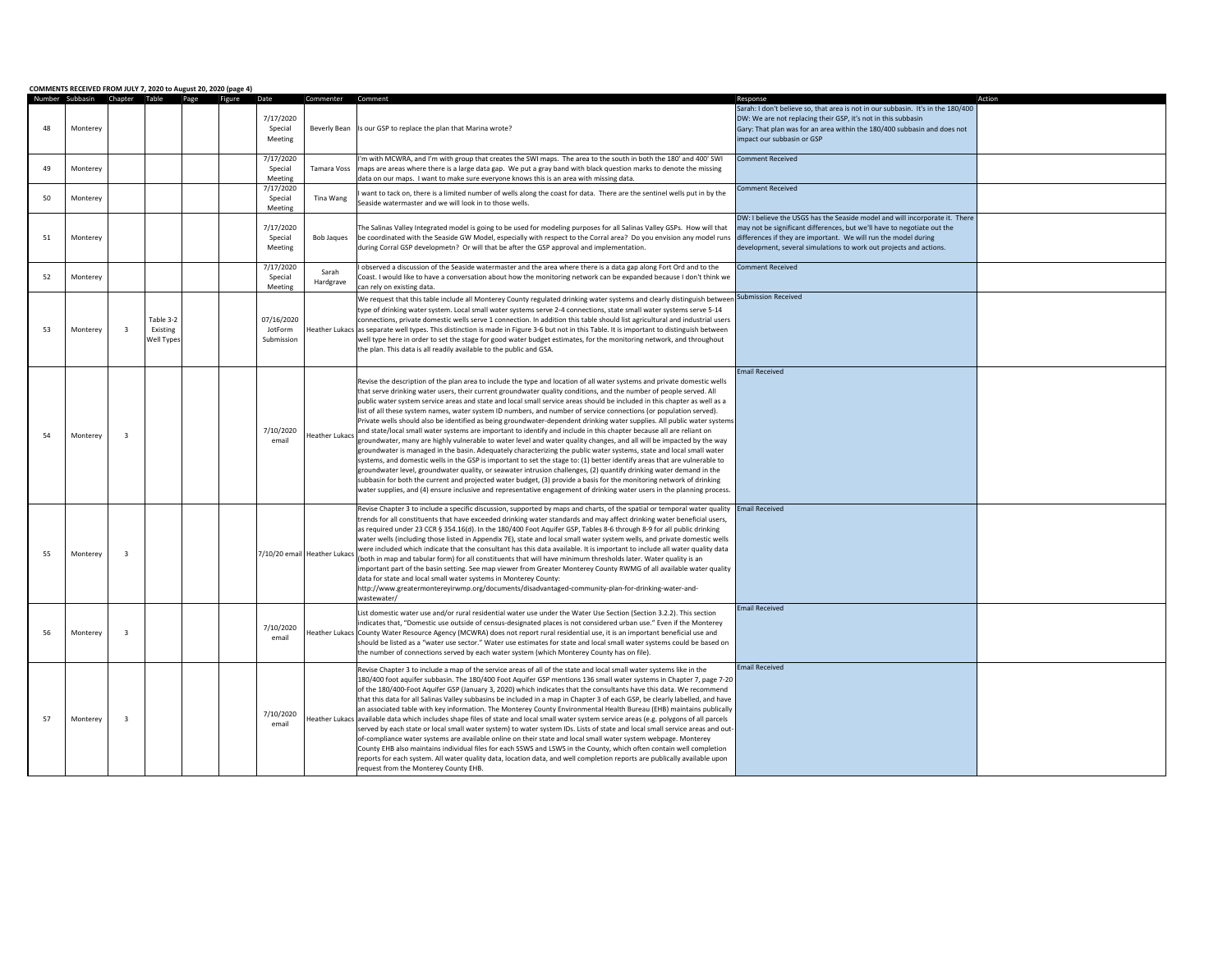**COMMENTS RECEIVED FROM JULY 7, 2020 to August 20, 2020 (page 4)**

| Number | Subbasin | Chapter | Table | Page | Figure | Date | Commenter | Comment | Response | Action |
|---|---|---|---|---|---|---|---|---|---|---|
| 48 | Monterey | | | | | 7/17/2020 Special Meeting | Beverly Bean | Is our GSP to replace the plan that Marina wrote? | Sarah: I don't believe so, that area is not in our subbasin. It's in the 180/400 DW: We are not replacing their GSP, it's not in this subbasin Gary: That plan was for an area within the 180/400 subbasin and does not impact our subbasin or GSP | |
| 49 | Monterey | | | | | 7/17/2020 Special Meeting | Tamara Voss | I'm with MCWRA, and I'm with group that creates the SWI maps. The area to the south in both the 180' and 400' SWI maps are areas where there is a large data gap. We put a gray band with black question marks to denote the missing data on our maps. I want to make sure everyone knows this is an area with missing data. | Comment Received | |
| 50 | Monterey | | | | | 7/17/2020 Special Meeting | Tina Wang | I want to tack on, there is a limited number of wells along the coast for data. There are the sentinel wells put in by the Seaside watermaster and we will look in to those wells. | Comment Received | |
| 51 | Monterey | | | | | 7/17/2020 Special Meeting | Bob Jaques | The Salinas Valley Integrated model is going to be used for modeling purposes for all Salinas Valley GSPs. How will that be coordinated with the Seaside GW Model, especially with respect to the Corral area? Do you envision any model runs during Corral GSP developmetn? Or will that be after the GSP approval and implementation. | DW: I believe the USGS has the Seaside model and will incorporate it. There may not be significant differences, but we'll have to negotiate out the differences if they are important. We will run the model during development, several simulations to work out projects and actions. | |
| 52 | Monterey | | | | | 7/17/2020 Special Meeting | Sarah Hardgrave | I observed a discussion of the Seaside watermaster and the area where there is a data gap along Fort Ord and to the Coast. I would like to have a conversation about how the monitoring network can be expanded because I don't think we can rely on existing data. | Comment Received | |
| 53 | Monterey | 3 | Table 3-2 Existing Well Types | | | 07/16/2020 JotForm Submission | Heather Lukacs | We request that this table include all Monterey County regulated drinking water systems and clearly distinguish between type of drinking water system. Local small water systems serve 2-4 connections, state small water systems serve 5-14 connections, private domestic wells serve 1 connection. In addition this table should list agricultural and industrial users as separate well types. This distinction is made in Figure 3-6 but not in this Table. It is important to distinguish between well type here in order to set the stage for good water budget estimates, for the monitoring network, and throughout the plan. This data is all readily available to the public and GSA. | Submission Received | |
| 54 | Monterey | 3 | | | | 7/10/2020 email | Heather Lukacs | Revise the description of the plan area to include the type and location of all water systems and private domestic wells that serve drinking water users, their current groundwater quality conditions, and the number of people served. All public water system service areas and state and local small service areas should be included in this chapter as well as a list of all these system names, water system ID numbers, and number of service connections (or population served). Private wells should also be identified as being groundwater-dependent drinking water supplies. All public water systems and state/local small water systems are important to identify and include in this chapter because all are reliant on groundwater, many are highly vulnerable to water level and water quality changes, and all will be impacted by the way groundwater is managed in the basin. Adequately characterizing the public water systems, state and local small water systems, and domestic wells in the GSP is important to set the stage to: (1) better identify areas that are vulnerable to groundwater level, groundwater quality, or seawater intrusion challenges, (2) quantify drinking water demand in the subbasin for both the current and projected water budget, (3) provide a basis for the monitoring network of drinking water supplies, and (4) ensure inclusive and representative engagement of drinking water users in the planning process. | Email Received | |
| 55 | Monterey | 3 | | | | 7/10/20 email | Heather Lukacs | Revise Chapter 3 to include a specific discussion, supported by maps and charts, of the spatial or temporal water quality trends for all constituents that have exceeded drinking water standards and may affect drinking water beneficial users, as required under 23 CCR § 354.16(d). In the 180/400 Foot Aquifer GSP, Tables 8-6 through 8-9 for all public drinking water wells (including those listed in Appendix 7E), state and local small water system wells, and private domestic wells were included which indicate that the consultant has this data available. It is important to include all water quality data (both in map and tabular form) for all constituents that will have minimum thresholds later. Water quality is an important part of the basin setting. See map viewer from Greater Monterey County RWMG of all available water quality data for state and local small water systems in Monterey County: http://www.greatermontereyirwmp.org/documents/disadvantaged-community-plan-for-drinking-water-and-wastewater/ | Email Received | |
| 56 | Monterey | 3 | | | | 7/10/2020 email | Heather Lukacs | List domestic water use and/or rural residential water use under the Water Use Section (Section 3.2.2). This section indicates that, "Domestic use outside of census-designated places is not considered urban use." Even if the Monterey County Water Resource Agency (MCWRA) does not report rural residential use, it is an important beneficial use and should be listed as a "water use sector." Water use estimates for state and local small water systems could be based on the number of connections served by each water system (which Monterey County has on file). | Email Received | |
| 57 | Monterey | 3 | | | | 7/10/2020 email | Heather Lukacs | Revise Chapter 3 to include a map of the service areas of all of the state and local small water systems like in the 180/400 foot aquifer subbasin. The 180/400 Foot Aquifer GSP mentions 136 small water systems in Chapter 7, page 7-20 of the 180/400-Foot Aquifer GSP (January 3, 2020) which indicates that the consultants have this data. We recommend that this data for all Salinas Valley subbasins be included in a map in Chapter 3 of each GSP, be clearly labelled, and have an associated table with key information. The Monterey County Environmental Health Bureau (EHB) maintains publically available data which includes shape files of state and local small water system service areas (e.g. polygons of all parcels served by each state or local small water system) to water system IDs. Lists of state and local small service areas and out-of-compliance water systems are available online on their state and local small water system webpage. Monterey County EHB also maintains individual files for each SSWS and LSWS in the County, which often contain well completion reports for each system. All water quality data, location data, and well completion reports are publically available upon request from the Monterey County EHB. | Email Received | |